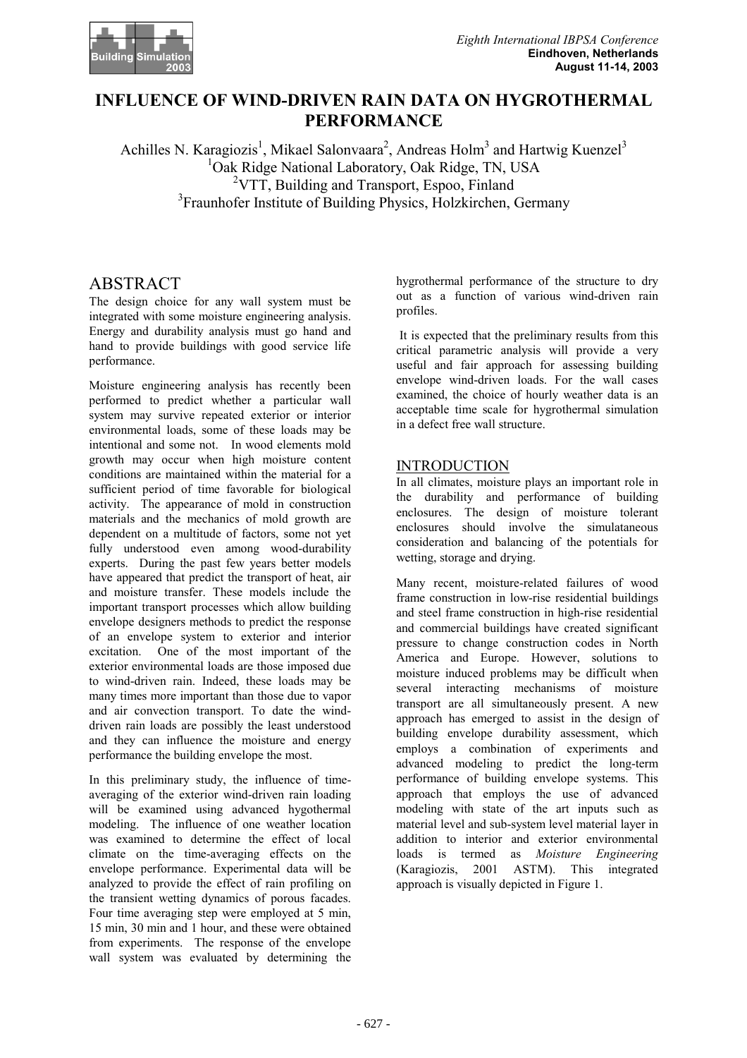# INFLUENCE OF WIND-DRIVEN RAIN DATA ON HYGROTHERMAL PERFORMANCE

Achilles N. Karagiozis[1], Mikael Salonvaara[2], Andreas Holm[3] and Hartwig Kuenzel[3]
[1]Oak Ridge National Laboratory, Oak Ridge, TN, USA
[2]VTT, Building and Transport, Espoo, Finland
[3]Fraunhofer Institute of Building Physics, Holzkirchen, Germany

## ABSTRACT

The design choice for any wall system must be integrated with some moisture engineering analysis. Energy and durability analysis must go hand and hand to provide buildings with good service life performance.

Moisture engineering analysis has recently been performed to predict whether a particular wall system may survive repeated exterior or interior environmental loads, some of these loads may be intentional and some not. In wood elements mold growth may occur when high moisture content conditions are maintained within the material for a sufficient period of time favorable for biological activity. The appearance of mold in construction materials and the mechanics of mold growth are dependent on a multitude of factors, some not yet fully understood even among wood-durability experts. During the past few years better models have appeared that predict the transport of heat, air and moisture transfer. These models include the important transport processes which allow building envelope designers methods to predict the response of an envelope system to exterior and interior excitation. One of the most important of the exterior environmental loads are those imposed due to wind-driven rain. Indeed, these loads may be many times more important than those due to vapor and air convection transport. To date the wind-driven rain loads are possibly the least understood and they can influence the moisture and energy performance the building envelope the most.

In this preliminary study, the influence of time-averaging of the exterior wind-driven rain loading will be examined using advanced hygothermal modeling. The influence of one weather location was examined to determine the effect of local climate on the time-averaging effects on the envelope performance. Experimental data will be analyzed to provide the effect of rain profiling on the transient wetting dynamics of porous facades. Four time averaging step were employed at 5 min, 15 min, 30 min and 1 hour, and these were obtained from experiments. The response of the envelope wall system was evaluated by determining the hygrothermal performance of the structure to dry out as a function of various wind-driven rain profiles.

It is expected that the preliminary results from this critical parametric analysis will provide a very useful and fair approach for assessing building envelope wind-driven loads. For the wall cases examined, the choice of hourly weather data is an acceptable time scale for hygrothermal simulation in a defect free wall structure.

## INTRODUCTION

In all climates, moisture plays an important role in the durability and performance of building enclosures. The design of moisture tolerant enclosures should involve the simulataneous consideration and balancing of the potentials for wetting, storage and drying.

Many recent, moisture-related failures of wood frame construction in low-rise residential buildings and steel frame construction in high-rise residential and commercial buildings have created significant pressure to change construction codes in North America and Europe. However, solutions to moisture induced problems may be difficult when several interacting mechanisms of moisture transport are all simultaneously present. A new approach has emerged to assist in the design of building envelope durability assessment, which employs a combination of experiments and advanced modeling to predict the long-term performance of building envelope systems. This approach that employs the use of advanced modeling with state of the art inputs such as material level and sub-system level material layer in addition to interior and exterior environmental loads is termed as *Moisture Engineering* (Karagiozis, 2001 ASTM). This integrated approach is visually depicted in Figure 1.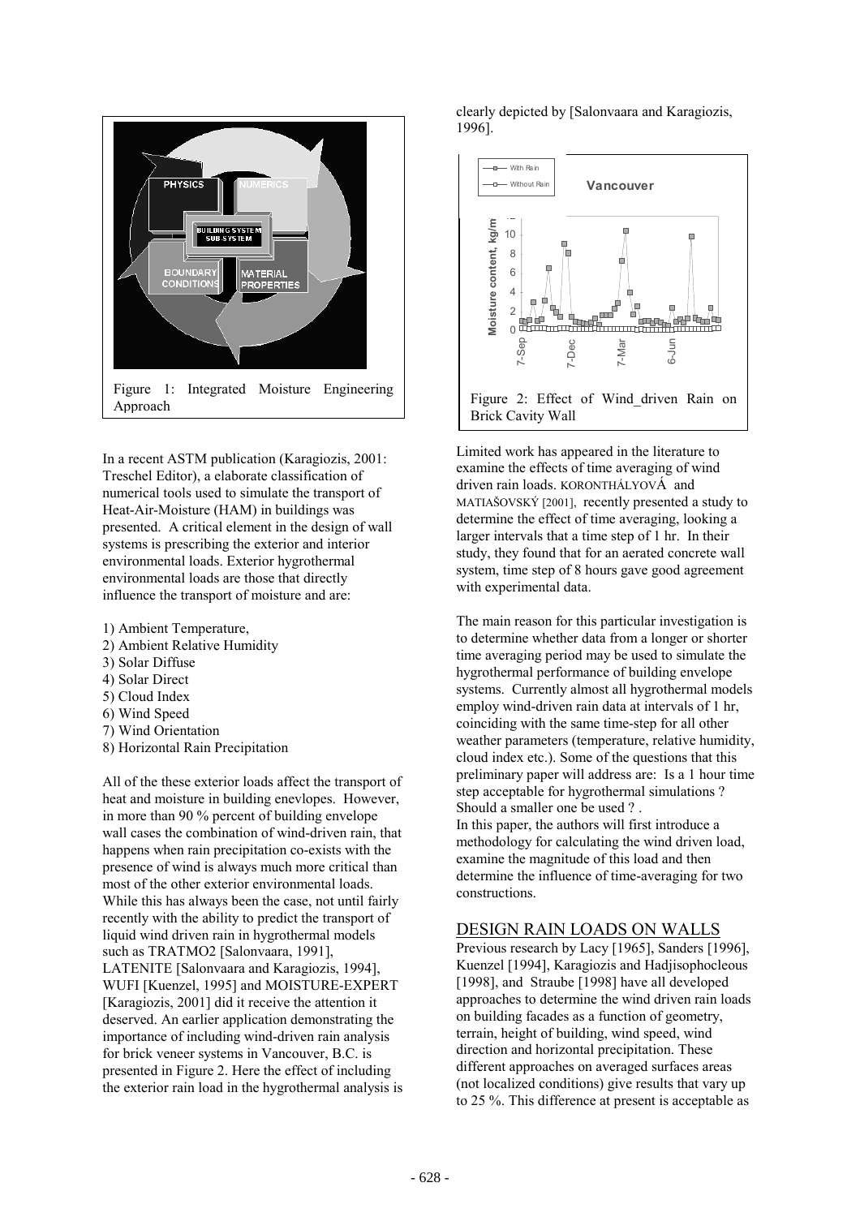Figure 1: Integrated Moisture Engineering Approach

In a recent ASTM publication (Karagiozis, 2001: Treschel Editor), a elaborate classification of numerical tools used to simulate the transport of Heat-Air-Moisture (HAM) in buildings was presented. A critical element in the design of wall systems is prescribing the exterior and interior environmental loads. Exterior hygrothermal environmental loads are those that directly influence the transport of moisture and are:

1) Ambient Temperature,
2) Ambient Relative Humidity
3) Solar Diffuse
4) Solar Direct
5) Cloud Index
6) Wind Speed
7) Wind Orientation
8) Horizontal Rain Precipitation

All of the these exterior loads affect the transport of heat and moisture in building enevlopes. However, in more than 90 % percent of building envelope wall cases the combination of wind-driven rain, that happens when rain precipitation co-exists with the presence of wind is always much more critical than most of the other exterior environmental loads. While this has always been the case, not until fairly recently with the ability to predict the transport of liquid wind driven rain in hygrothermal models such as TRATMO2 [Salonvaara, 1991], LATENITE [Salonvaara and Karagiozis, 1994], WUFI [Kuenzel, 1995] and MOISTURE-EXPERT [Karagiozis, 2001] did it receive the attention it deserved. An earlier application demonstrating the importance of including wind-driven rain analysis for brick veneer systems in Vancouver, B.C. is presented in Figure 2. Here the effect of including the exterior rain load in the hygrothermal analysis is clearly depicted by [Salonvaara and Karagiozis, 1996].

Figure 2: Effect of Wind_driven Rain on Brick Cavity Wall

Limited work has appeared in the literature to examine the effects of time averaging of wind driven rain loads. KORONTHÁLYOVÁ and MATIAŠOVSKÝ [2001], recently presented a study to determine the effect of time averaging, looking a larger intervals that a time step of 1 hr. In their study, they found that for an aerated concrete wall system, time step of 8 hours gave good agreement with experimental data.

The main reason for this particular investigation is to determine whether data from a longer or shorter time averaging period may be used to simulate the hygrothermal performance of building envelope systems. Currently almost all hygrothermal models employ wind-driven rain data at intervals of 1 hr, coinciding with the same time-step for all other weather parameters (temperature, relative humidity, cloud index etc.). Some of the questions that this preliminary paper will address are: Is a 1 hour time step acceptable for hygrothermal simulations ? Should a smaller one be used ? .

In this paper, the authors will first introduce a methodology for calculating the wind driven load, examine the magnitude of this load and then determine the influence of time-averaging for two constructions.

## DESIGN RAIN LOADS ON WALLS

Previous research by Lacy [1965], Sanders [1996], Kuenzel [1994], Karagiozis and Hadjisophocleous [1998], and Straube [1998] have all developed approaches to determine the wind driven rain loads on building facades as a function of geometry, terrain, height of building, wind speed, wind direction and horizontal precipitation. These different approaches on averaged surfaces areas (not localized conditions) give results that vary up to 25 %. This difference at present is acceptable as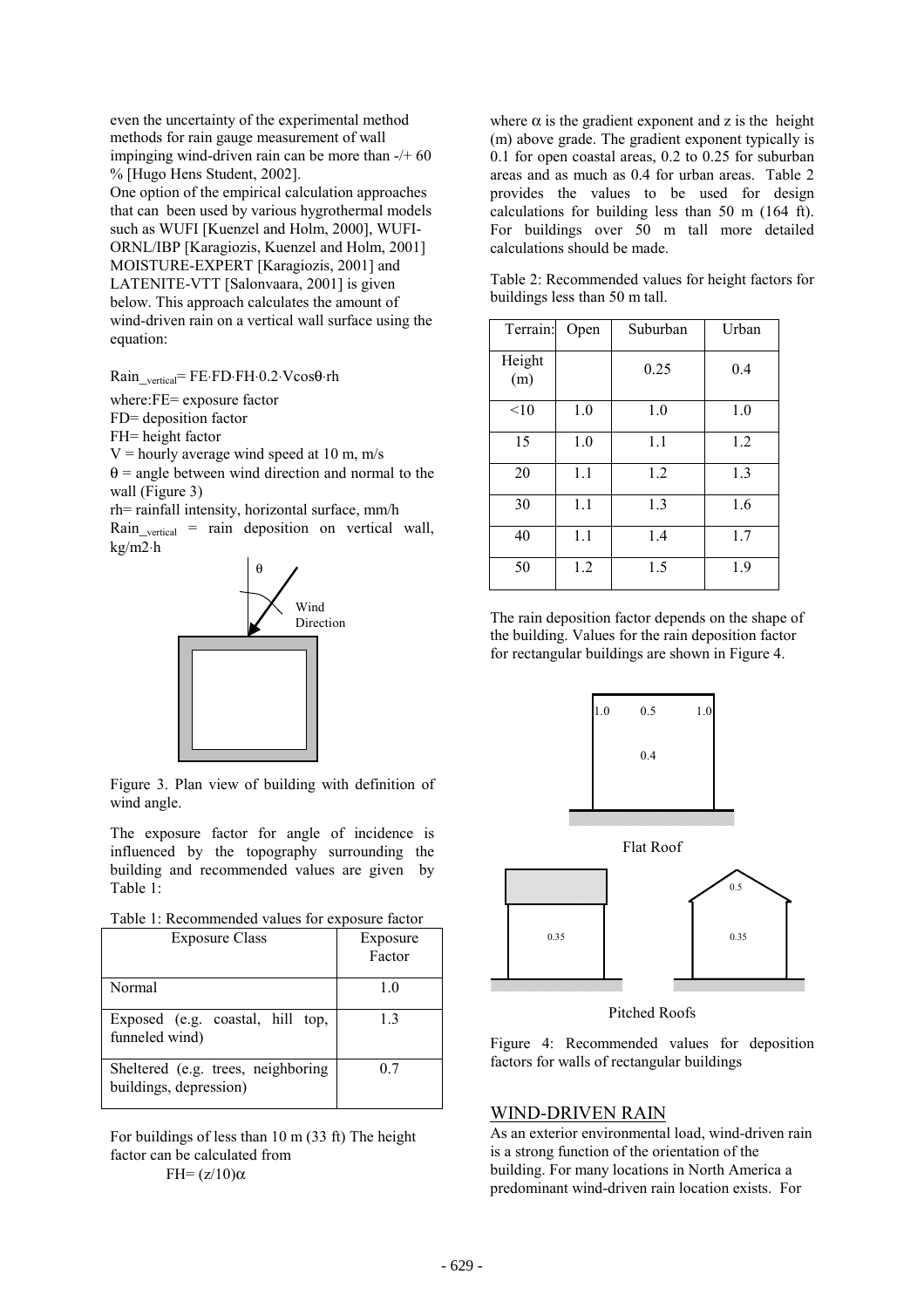even the uncertainty of the experimental method methods for rain gauge measurement of wall impinging wind-driven rain can be more than -/+ 60 % [Hugo Hens Student, 2002].

One option of the empirical calculation approaches that can been used by various hygrothermal models such as WUFI [Kuenzel and Holm, 2000], WUFI-ORNL/IBP [Karagiozis, Kuenzel and Holm, 2001] MOISTURE-EXPERT [Karagiozis, 2001] and LATENITE-VTT [Salonvaara, 2001] is given below. This approach calculates the amount of wind-driven rain on a vertical wall surface using the equation:

$$Rain_{\_vertical} = FE \cdot FD \cdot FH \cdot 0.2 \cdot V\cos\theta \cdot rh$$

where: FE= exposure factor

FD= deposition factor

FH= height factor

V = hourly average wind speed at 10 m, m/s

$\theta$ = angle between wind direction and normal to the wall (Figure 3)

rh= rainfall intensity, horizontal surface, mm/h

$Rain_{\_vertical}$ = rain deposition on vertical wall, kg/m2·h

Figure 3. Plan view of building with definition of wind angle.

The exposure factor for angle of incidence is influenced by the topography surrounding the building and recommended values are given by Table 1:

Table 1: Recommended values for exposure factor

| Exposure Class | Exposure Factor |
|---|---|
| Normal | 1.0 |
| Exposed (e.g. coastal, hill top, funneled wind) | 1.3 |
| Sheltered (e.g. trees, neighboring buildings, depression) | 0.7 |

For buildings of less than 10 m (33 ft) The height factor can be calculated from

$$FH = (z/10)^{\alpha}$$

where $\alpha$ is the gradient exponent and z is the height (m) above grade. The gradient exponent typically is 0.1 for open coastal areas, 0.2 to 0.25 for suburban areas and as much as 0.4 for urban areas. Table 2 provides the values to be used for design calculations for building less than 50 m (164 ft). For buildings over 50 m tall more detailed calculations should be made.

Table 2: Recommended values for height factors for buildings less than 50 m tall.

| Terrain: | Open | Suburban | Urban |
|---|---|---|---|
| Height (m) | | 0.25 | 0.4 |
| <10 | 1.0 | 1.0 | 1.0 |
| 15 | 1.0 | 1.1 | 1.2 |
| 20 | 1.1 | 1.2 | 1.3 |
| 30 | 1.1 | 1.3 | 1.6 |
| 40 | 1.1 | 1.4 | 1.7 |
| 50 | 1.2 | 1.5 | 1.9 |

The rain deposition factor depends on the shape of the building. Values for the rain deposition factor for rectangular buildings are shown in Figure 4.

Flat Roof

Pitched Roofs

Figure 4: Recommended values for deposition factors for walls of rectangular buildings

## WIND-DRIVEN RAIN

As an exterior environmental load, wind-driven rain is a strong function of the orientation of the building. For many locations in North America a predominant wind-driven rain location exists. For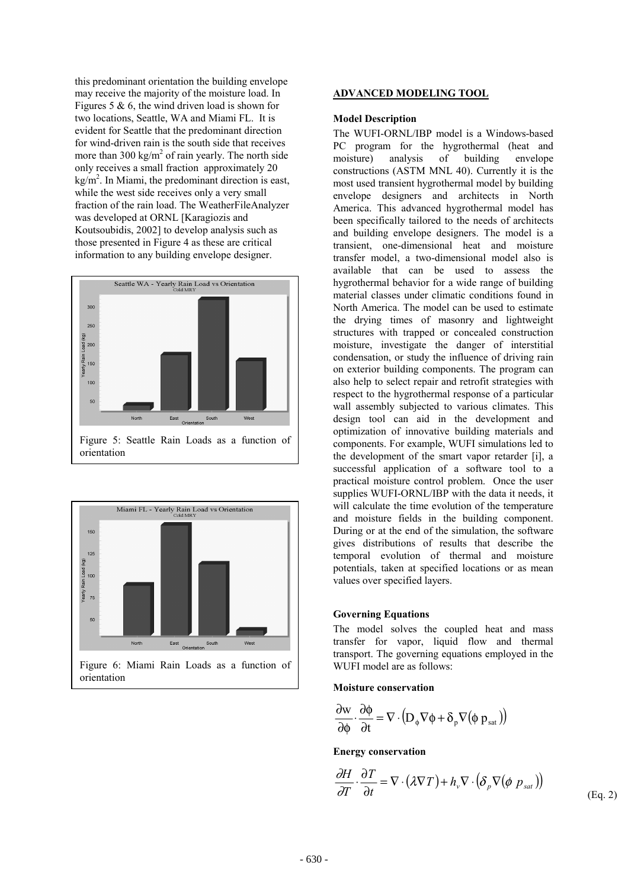this predominant orientation the building envelope may receive the majority of the moisture load. In Figures 5 & 6, the wind driven load is shown for two locations, Seattle, WA and Miami FL. It is evident for Seattle that the predominant direction for wind-driven rain is the south side that receives more than 300 kg/m$^2$ of rain yearly. The north side only receives a small fraction approximately 20 kg/m$^2$. In Miami, the predominant direction is east, while the west side receives only a very small fraction of the rain load. The WeatherFileAnalyzer was developed at ORNL [Karagiozis and Koutsoubidis, 2002] to develop analysis such as those presented in Figure 4 as these are critical information to any building envelope designer.

Figure 5: Seattle Rain Loads as a function of orientation

Figure 6: Miami Rain Loads as a function of orientation

## ADVANCED MODELING TOOL

### Model Description

The WUFI-ORNL/IBP model is a Windows-based PC program for the hygrothermal (heat and moisture) analysis of building envelope constructions (ASTM MNL 40). Currently it is the most used transient hygrothermal model by building envelope designers and architects in North America. This advanced hygrothermal model has been specifically tailored to the needs of architects and building envelope designers. The model is a transient, one-dimensional heat and moisture transfer model, a two-dimensional model also is available that can be used to assess the hygrothermal behavior for a wide range of building material classes under climatic conditions found in North America. The model can be used to estimate the drying times of masonry and lightweight structures with trapped or concealed construction moisture, investigate the danger of interstitial condensation, or study the influence of driving rain on exterior building components. The program can also help to select repair and retrofit strategies with respect to the hygrothermal response of a particular wall assembly subjected to various climates. This design tool can aid in the development and optimization of innovative building materials and components. For example, WUFI simulations led to the development of the smart vapor retarder [i], a successful application of a software tool to a practical moisture control problem. Once the user supplies WUFI-ORNL/IBP with the data it needs, it will calculate the time evolution of the temperature and moisture fields in the building component. During or at the end of the simulation, the software gives distributions of results that describe the temporal evolution of thermal and moisture potentials, taken at specified locations or as mean values over specified layers.

### Governing Equations

The model solves the coupled heat and mass transfer for vapor, liquid flow and thermal transport. The governing equations employed in the WUFI model are as follows:

**Moisture conservation**

$$\frac{\partial w}{\partial \phi} \cdot \frac{\partial \phi}{\partial t} = \nabla \cdot \left( D_\phi \nabla \phi + \delta_p \nabla \left( \phi \, p_{sat} \right) \right)$$

**Energy conservation**

$$\frac{\partial H}{\partial T} \cdot \frac{\partial T}{\partial t} = \nabla \cdot \left( \lambda \nabla T \right) + h_v \nabla \cdot \left( \delta_p \nabla \left( \phi \; p_{sat} \right) \right) \qquad \text{(Eq. 2)}$$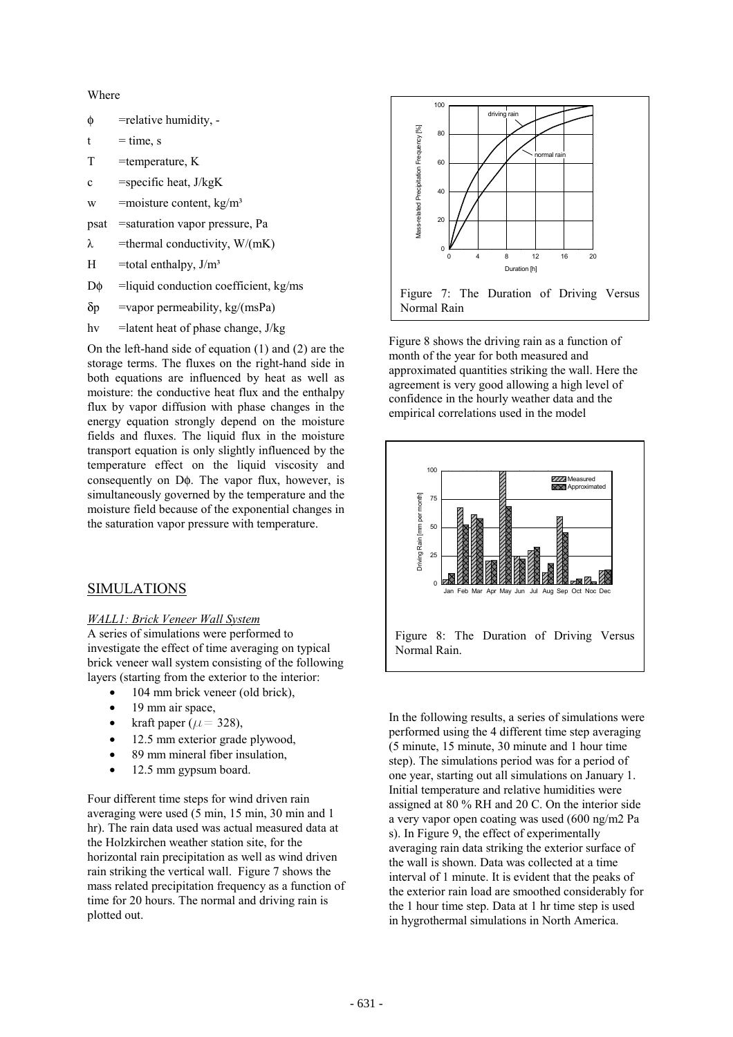Where

- $\phi$ =relative humidity, -
- $t$ = time, s
- $T$ =temperature, K
- $c$ =specific heat, J/kgK
- $w$ =moisture content, kg/m³
- psat =saturation vapor pressure, Pa
- $\lambda$ =thermal conductivity, W/(mK)
- $H$ =total enthalpy, J/m³
- $D\phi$ =liquid conduction coefficient, kg/ms
- $\delta p$ =vapor permeability, kg/(msPa)
- hv =latent heat of phase change, J/kg

On the left-hand side of equation (1) and (2) are the storage terms. The fluxes on the right-hand side in both equations are influenced by heat as well as moisture: the conductive heat flux and the enthalpy flux by vapor diffusion with phase changes in the energy equation strongly depend on the moisture fields and fluxes. The liquid flux in the moisture transport equation is only slightly influenced by the temperature effect on the liquid viscosity and consequently on $D\phi$. The vapor flux, however, is simultaneously governed by the temperature and the moisture field because of the exponential changes in the saturation vapor pressure with temperature.

## SIMULATIONS

*WALL1: Brick Veneer Wall System*

A series of simulations were performed to investigate the effect of time averaging on typical brick veneer wall system consisting of the following layers (starting from the exterior to the interior:

- 104 mm brick veneer (old brick),
- 19 mm air space,
- kraft paper ($\mu$ = 328),
- 12.5 mm exterior grade plywood,
- 89 mm mineral fiber insulation,
- 12.5 mm gypsum board.

Four different time steps for wind driven rain averaging were used (5 min, 15 min, 30 min and 1 hr). The rain data used was actual measured data at the Holzkirchen weather station site, for the horizontal rain precipitation as well as wind driven rain striking the vertical wall. Figure 7 shows the mass related precipitation frequency as a function of time for 20 hours. The normal and driving rain is plotted out.

Figure 7: The Duration of Driving Versus Normal Rain

Figure 8 shows the driving rain as a function of month of the year for both measured and approximated quantities striking the wall. Here the agreement is very good allowing a high level of confidence in the hourly weather data and the empirical correlations used in the model

Figure 8: The Duration of Driving Versus Normal Rain.

In the following results, a series of simulations were performed using the 4 different time step averaging (5 minute, 15 minute, 30 minute and 1 hour time step). The simulations period was for a period of one year, starting out all simulations on January 1. Initial temperature and relative humidities were assigned at 80 % RH and 20 C. On the interior side a very vapor open coating was used (600 ng/m2 Pa s). In Figure 9, the effect of experimentally averaging rain data striking the exterior surface of the wall is shown. Data was collected at a time interval of 1 minute. It is evident that the peaks of the exterior rain load are smoothed considerably for the 1 hour time step. Data at 1 hr time step is used in hygrothermal simulations in North America.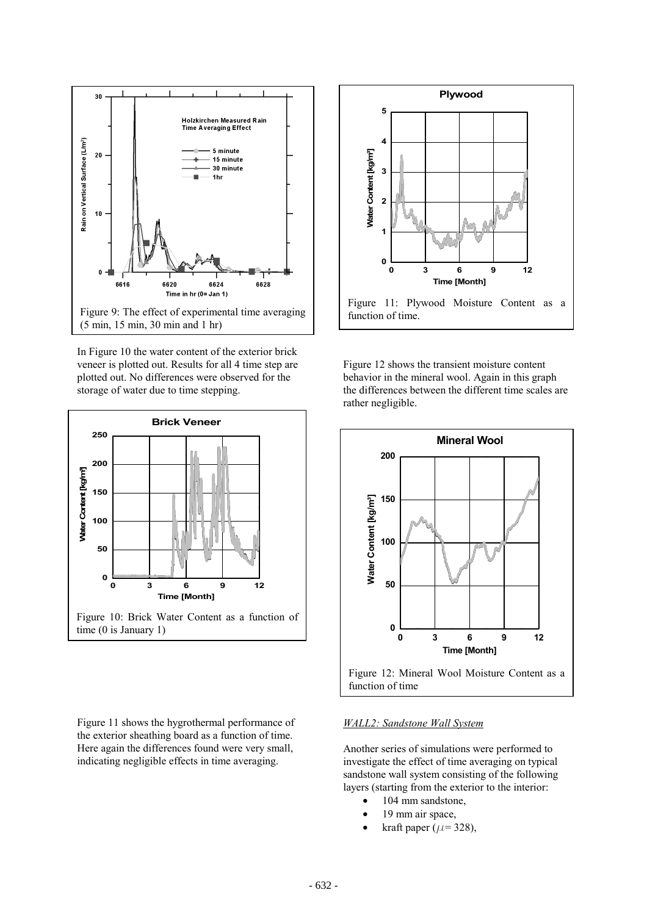Figure 9: The effect of experimental time averaging (5 min, 15 min, 30 min and 1 hr)

In Figure 10 the water content of the exterior brick veneer is plotted out. Results for all 4 time step are plotted out. No differences were observed for the storage of water due to time stepping.

Figure 10: Brick Water Content as a function of time (0 is January 1)

Figure 11 shows the hygrothermal performance of the exterior sheathing board as a function of time. Here again the differences found were very small, indicating negligible effects in time averaging.

Figure 11: Plywood Moisture Content as a function of time.

Figure 12 shows the transient moisture content behavior in the mineral wool. Again in this graph the differences between the different time scales are rather negligible.

Figure 12: Mineral Wool Moisture Content as a function of time

*WALL2: Sandstone Wall System*

Another series of simulations were performed to investigate the effect of time averaging on typical sandstone wall system consisting of the following layers (starting from the exterior to the interior:

- 104 mm sandstone,
- 19 mm air space,
- kraft paper ($\mu$= 328),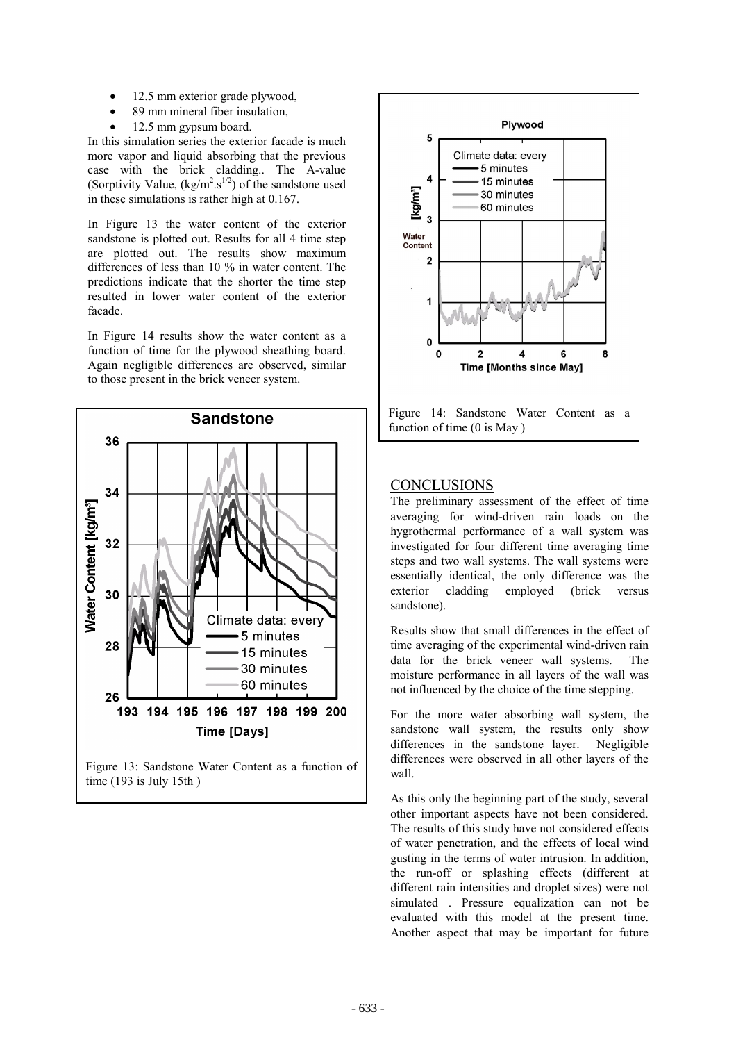- 12.5 mm exterior grade plywood,
- 89 mm mineral fiber insulation,
- 12.5 mm gypsum board.

In this simulation series the exterior facade is much more vapor and liquid absorbing that the previous case with the brick cladding.. The A-value (Sorptivity Value, $(kg/m^2.s^{1/2})$ of the sandstone used in these simulations is rather high at 0.167.

In Figure 13 the water content of the exterior sandstone is plotted out. Results for all 4 time step are plotted out. The results show maximum differences of less than 10 % in water content. The predictions indicate that the shorter the time step resulted in lower water content of the exterior facade.

In Figure 14 results show the water content as a function of time for the plywood sheathing board. Again negligible differences are observed, similar to those present in the brick veneer system.

Figure 13: Sandstone Water Content as a function of time (193 is July 15th )

Figure 14: Sandstone Water Content as a function of time (0 is May )

## CONCLUSIONS

The preliminary assessment of the effect of time averaging for wind-driven rain loads on the hygrothermal performance of a wall system was investigated for four different time averaging time steps and two wall systems. The wall systems were essentially identical, the only difference was the exterior cladding employed (brick versus sandstone).

Results show that small differences in the effect of time averaging of the experimental wind-driven rain data for the brick veneer wall systems. The moisture performance in all layers of the wall was not influenced by the choice of the time stepping.

For the more water absorbing wall system, the sandstone wall system, the results only show differences in the sandstone layer. Negligible differences were observed in all other layers of the wall.

As this only the beginning part of the study, several other important aspects have not been considered. The results of this study have not considered effects of water penetration, and the effects of local wind gusting in the terms of water intrusion. In addition, the run-off or splashing effects (different at different rain intensities and droplet sizes) were not simulated . Pressure equalization can not be evaluated with this model at the present time. Another aspect that may be important for future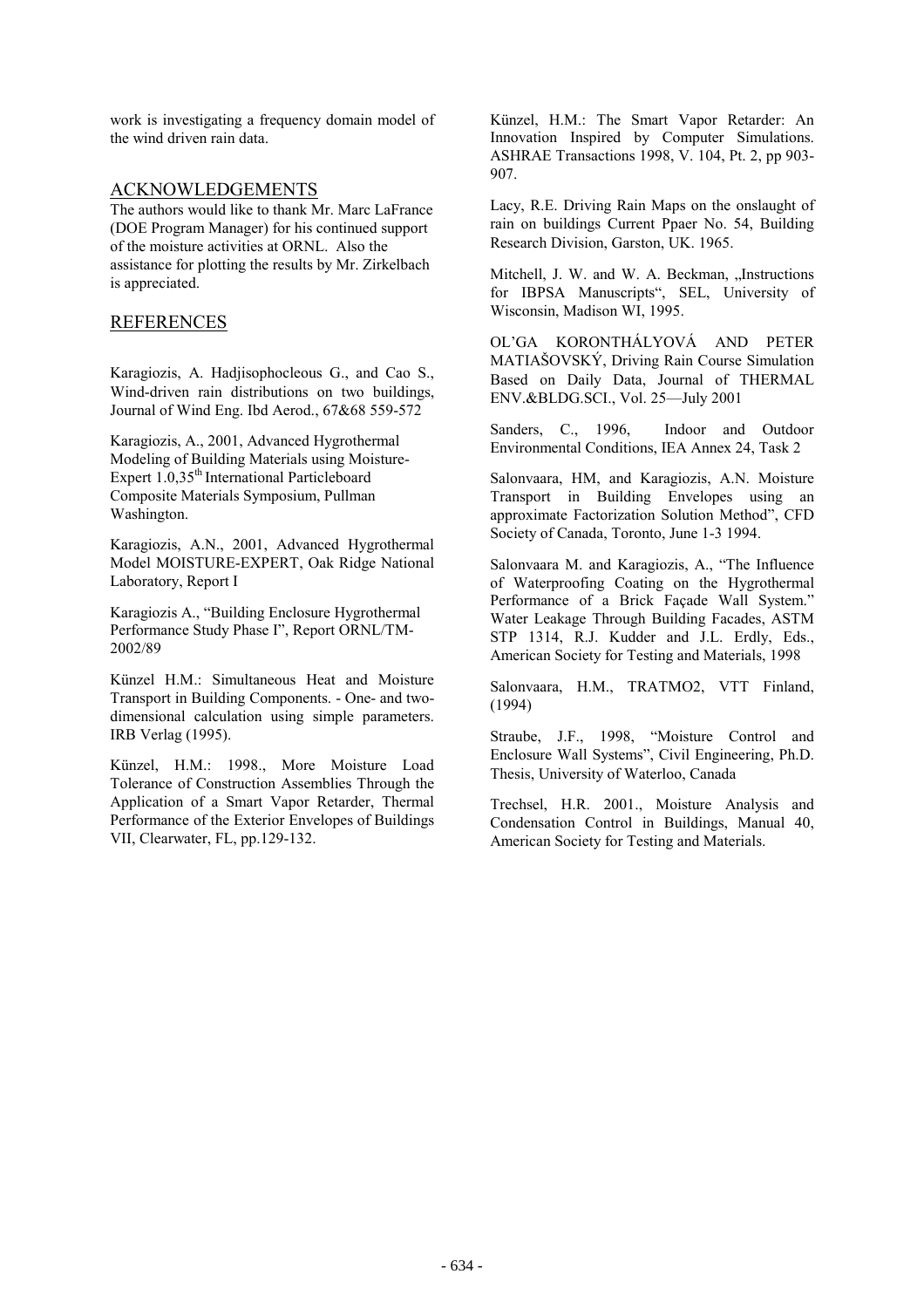work is investigating a frequency domain model of the wind driven rain data.

## ACKNOWLEDGEMENTS

The authors would like to thank Mr. Marc LaFrance (DOE Program Manager) for his continued support of the moisture activities at ORNL. Also the assistance for plotting the results by Mr. Zirkelbach is appreciated.

## REFERENCES

Karagiozis, A. Hadjisophocleous G., and Cao S., Wind-driven rain distributions on two buildings, Journal of Wind Eng. Ibd Aerod., 67&68 559-572

Karagiozis, A., 2001, Advanced Hygrothermal Modeling of Building Materials using Moisture-Expert 1.0,35th International Particleboard Composite Materials Symposium, Pullman Washington.

Karagiozis, A.N., 2001, Advanced Hygrothermal Model MOISTURE-EXPERT, Oak Ridge National Laboratory, Report I

Karagiozis A., "Building Enclosure Hygrothermal Performance Study Phase I", Report ORNL/TM-2002/89

Künzel H.M.: Simultaneous Heat and Moisture Transport in Building Components. - One- and two-dimensional calculation using simple parameters. IRB Verlag (1995).

Künzel, H.M.: 1998., More Moisture Load Tolerance of Construction Assemblies Through the Application of a Smart Vapor Retarder, Thermal Performance of the Exterior Envelopes of Buildings VII, Clearwater, FL, pp.129-132.

Künzel, H.M.: The Smart Vapor Retarder: An Innovation Inspired by Computer Simulations. ASHRAE Transactions 1998, V. 104, Pt. 2, pp 903-907.

Lacy, R.E. Driving Rain Maps on the onslaught of rain on buildings Current Ppaer No. 54, Building Research Division, Garston, UK. 1965.

Mitchell, J. W. and W. A. Beckman, „Instructions for IBPSA Manuscripts", SEL, University of Wisconsin, Madison WI, 1995.

OL'GA KORONTHÁLYOVÁ AND PETER MATIAŠOVSKÝ, Driving Rain Course Simulation Based on Daily Data, Journal of THERMAL ENV.&BLDG.SCI., Vol. 25—July 2001

Sanders, C., 1996, Indoor and Outdoor Environmental Conditions, IEA Annex 24, Task 2

Salonvaara, HM, and Karagiozis, A.N. Moisture Transport in Building Envelopes using an approximate Factorization Solution Method", CFD Society of Canada, Toronto, June 1-3 1994.

Salonvaara M. and Karagiozis, A., "The Influence of Waterproofing Coating on the Hygrothermal Performance of a Brick Façade Wall System." Water Leakage Through Building Facades, ASTM STP 1314, R.J. Kudder and J.L. Erdly, Eds., American Society for Testing and Materials, 1998

Salonvaara, H.M., TRATMO2, VTT Finland, (1994)

Straube, J.F., 1998, "Moisture Control and Enclosure Wall Systems", Civil Engineering, Ph.D. Thesis, University of Waterloo, Canada

Trechsel, H.R. 2001., Moisture Analysis and Condensation Control in Buildings, Manual 40, American Society for Testing and Materials.